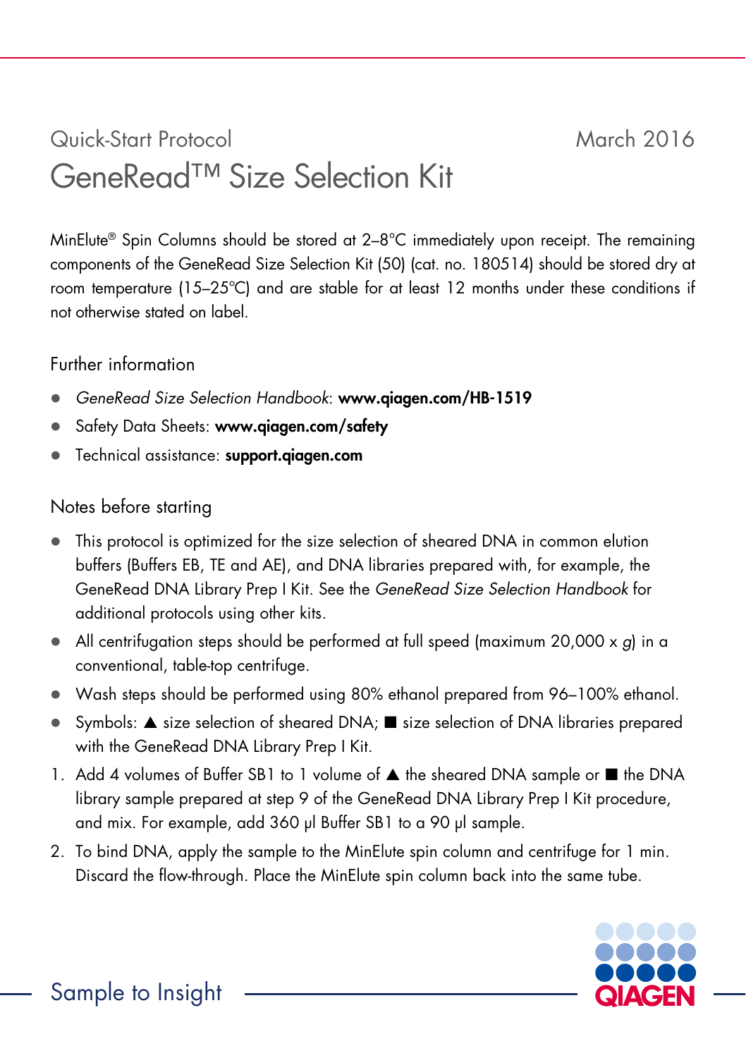Quick-Start Protocol

March 2016

# GeneRead™ Size Selection Kit

MinElute® Spin Columns should be stored at 2–8°C immediately upon receipt. The remaining components of the GeneRead Size Selection Kit (50) (cat. no. 180514) should be stored dry at room temperature (15–25°C) and are stable for at least 12 months under these conditions if not otherwise stated on label.

## Further information

- *GeneRead Size Selection Handbook*: **www.qiagen.com/HB-1519**
- Safety Data Sheets: **www.qiagen.com/safety**
- Technical assistance: **support.qiagen.com**

## Notes before starting

- This protocol is optimized for the size selection of sheared DNA in common elution buffers (Buffers EB, TE and AE), and DNA libraries prepared with, for example, the GeneRead DNA Library Prep I Kit. See the *GeneRead Size Selection Handbook* for additional protocols using other kits.
- All centrifugation steps should be performed at full speed (maximum 20,000 x *g*) in a conventional, table-top centrifuge.
- Wash steps should be performed using 80% ethanol prepared from 96–100% ethanol.
- Symbols: ▲ size selection of sheared DNA; ■ size selection of DNA libraries prepared with the GeneRead DNA Library Prep I Kit.

1. Add 4 volumes of Buffer SB1 to 1 volume of ▲ the sheared DNA sample or ■ the DNA library sample prepared at step 9 of the GeneRead DNA Library Prep I Kit procedure, and mix. For example, add 360 µl Buffer SB1 to a 90 µl sample.
2. To bind DNA, apply the sample to the MinElute spin column and centrifuge for 1 min. Discard the flow-through. Place the MinElute spin column back into the same tube.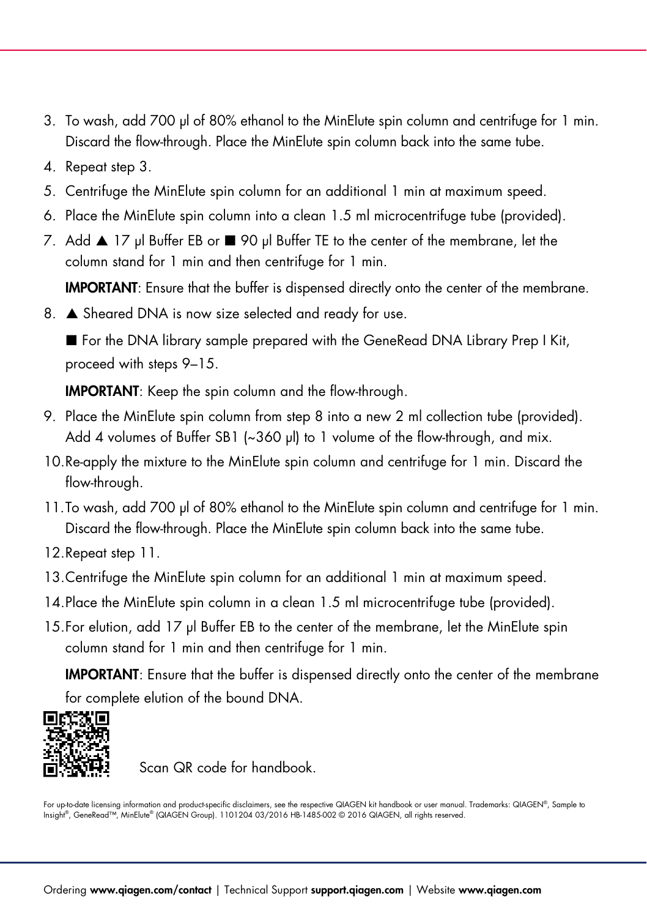3. To wash, add 700 µl of 80% ethanol to the MinElute spin column and centrifuge for 1 min. Discard the flow-through. Place the MinElute spin column back into the same tube.
4. Repeat step 3.
5. Centrifuge the MinElute spin column for an additional 1 min at maximum speed.
6. Place the MinElute spin column into a clean 1.5 ml microcentrifuge tube (provided).
7. Add ▲ 17 µl Buffer EB or ■ 90 µl Buffer TE to the center of the membrane, let the column stand for 1 min and then centrifuge for 1 min.

   **IMPORTANT**: Ensure that the buffer is dispensed directly onto the center of the membrane.
8. ▲ Sheared DNA is now size selected and ready for use.

   ■ For the DNA library sample prepared with the GeneRead DNA Library Prep I Kit, proceed with steps 9–15.

   **IMPORTANT**: Keep the spin column and the flow-through.
9. Place the MinElute spin column from step 8 into a new 2 ml collection tube (provided). Add 4 volumes of Buffer SB1 (~360 µl) to 1 volume of the flow-through, and mix.
10. Re-apply the mixture to the MinElute spin column and centrifuge for 1 min. Discard the flow-through.
11. To wash, add 700 µl of 80% ethanol to the MinElute spin column and centrifuge for 1 min. Discard the flow-through. Place the MinElute spin column back into the same tube.
12. Repeat step 11.
13. Centrifuge the MinElute spin column for an additional 1 min at maximum speed.
14. Place the MinElute spin column in a clean 1.5 ml microcentrifuge tube (provided).
15. For elution, add 17 µl Buffer EB to the center of the membrane, let the MinElute spin column stand for 1 min and then centrifuge for 1 min.

    **IMPORTANT**: Ensure that the buffer is dispensed directly onto the center of the membrane for complete elution of the bound DNA.

Scan QR code for handbook.

For up-to-date licensing information and product-specific disclaimers, see the respective QIAGEN kit handbook or user manual. Trademarks: QIAGEN®, Sample to Insight®, GeneRead™, MinElute® (QIAGEN Group). 1101204 03/2016 HB-1485-002 © 2016 QIAGEN, all rights reserved.

Ordering **www.qiagen.com/contact** | Technical Support **support.qiagen.com** | Website **www.qiagen.com**